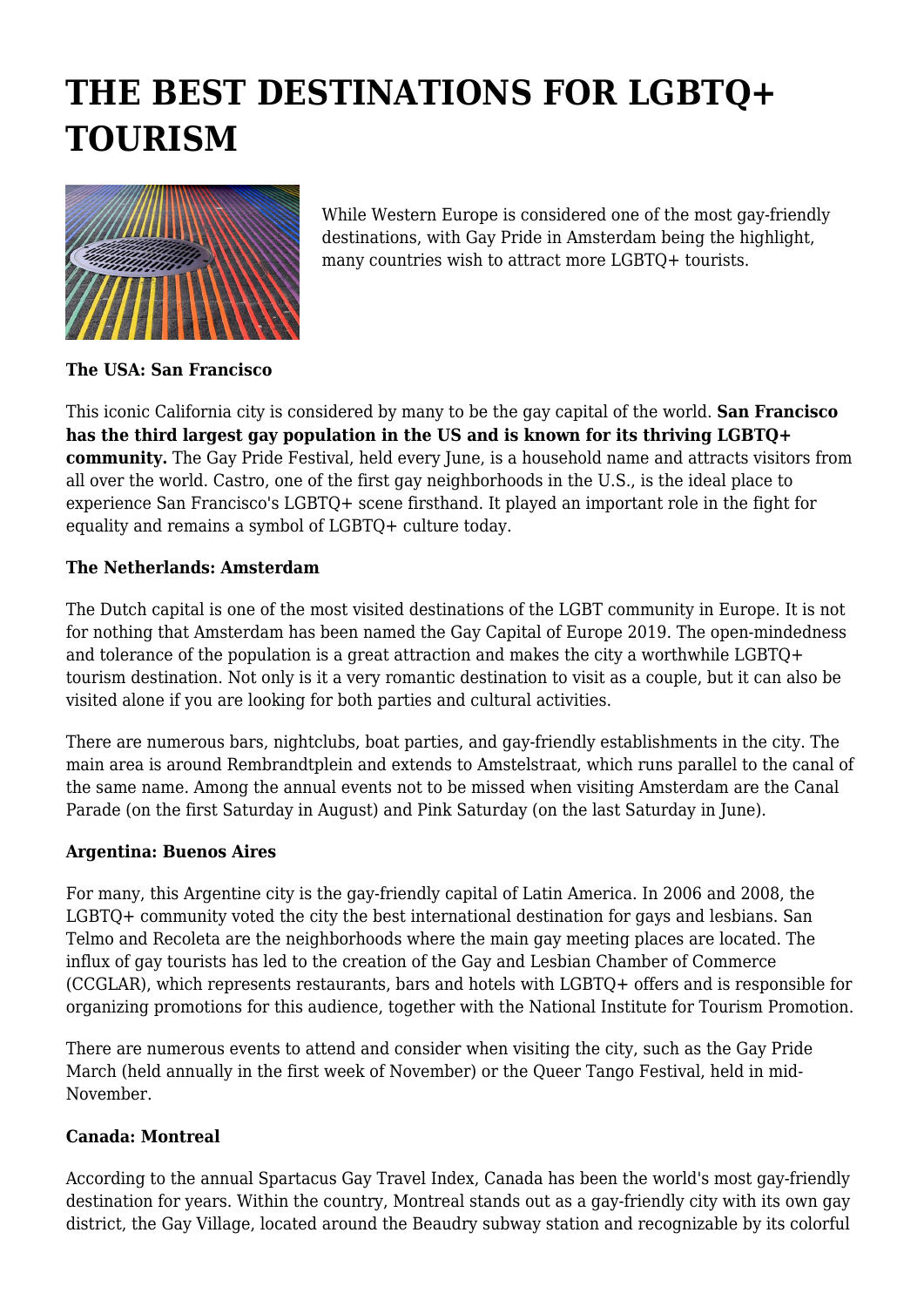# THE BEST DESTINATIONS FOR LGBTQ+ TOURISM

While Western Europe is considered one of the most gay-friendly destinations, with Gay Pride in Amsterdam being the highlight, many countries wish to attract more LGBTQ+ tourists.

**The USA: San Francisco**

This iconic California city is considered by many to be the gay capital of the world. **San Francisco has the third largest gay population in the US and is known for its thriving LGBTQ+ community.** The Gay Pride Festival, held every June, is a household name and attracts visitors from all over the world. Castro, one of the first gay neighborhoods in the U.S., is the ideal place to experience San Francisco's LGBTQ+ scene firsthand. It played an important role in the fight for equality and remains a symbol of LGBTQ+ culture today.

**The Netherlands: Amsterdam**

The Dutch capital is one of the most visited destinations of the LGBT community in Europe. It is not for nothing that Amsterdam has been named the Gay Capital of Europe 2019. The open-mindedness and tolerance of the population is a great attraction and makes the city a worthwhile LGBTQ+ tourism destination. Not only is it a very romantic destination to visit as a couple, but it can also be visited alone if you are looking for both parties and cultural activities.

There are numerous bars, nightclubs, boat parties, and gay-friendly establishments in the city. The main area is around Rembrandtplein and extends to Amstelstraat, which runs parallel to the canal of the same name. Among the annual events not to be missed when visiting Amsterdam are the Canal Parade (on the first Saturday in August) and Pink Saturday (on the last Saturday in June).

**Argentina: Buenos Aires**

For many, this Argentine city is the gay-friendly capital of Latin America. In 2006 and 2008, the LGBTQ+ community voted the city the best international destination for gays and lesbians. San Telmo and Recoleta are the neighborhoods where the main gay meeting places are located. The influx of gay tourists has led to the creation of the Gay and Lesbian Chamber of Commerce (CCGLAR), which represents restaurants, bars and hotels with LGBTQ+ offers and is responsible for organizing promotions for this audience, together with the National Institute for Tourism Promotion.

There are numerous events to attend and consider when visiting the city, such as the Gay Pride March (held annually in the first week of November) or the Queer Tango Festival, held in mid-November.

**Canada: Montreal**

According to the annual Spartacus Gay Travel Index, Canada has been the world's most gay-friendly destination for years. Within the country, Montreal stands out as a gay-friendly city with its own gay district, the Gay Village, located around the Beaudry subway station and recognizable by its colorful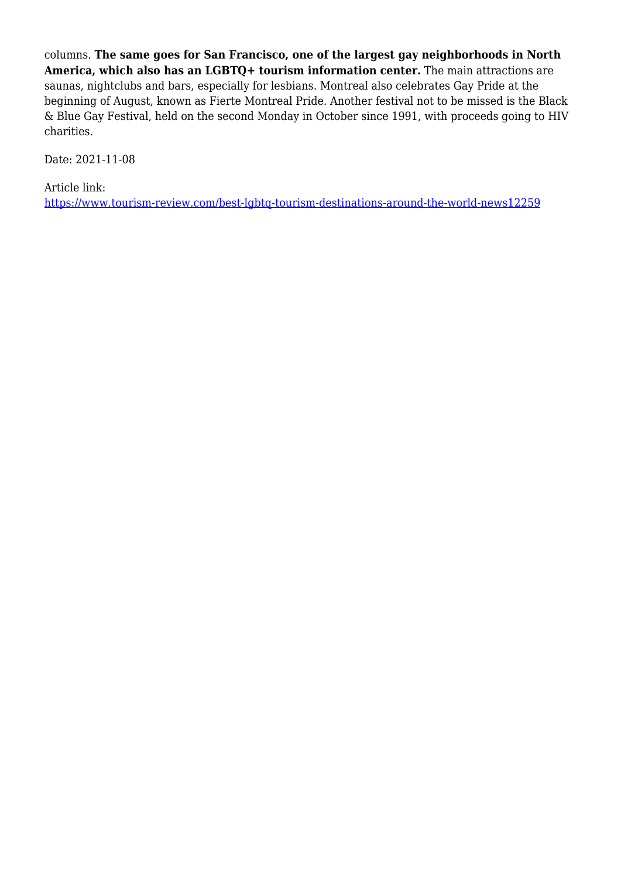columns. **The same goes for San Francisco, one of the largest gay neighborhoods in North America, which also has an LGBTQ+ tourism information center.** The main attractions are saunas, nightclubs and bars, especially for lesbians. Montreal also celebrates Gay Pride at the beginning of August, known as Fierte Montreal Pride. Another festival not to be missed is the Black & Blue Gay Festival, held on the second Monday in October since 1991, with proceeds going to HIV charities.

Date: 2021-11-08

Article link:
[https://www.tourism-review.com/best-lgbtq-tourism-destinations-around-the-world-news12259](https://www.tourism-review.com/best-lgbtq-tourism-destinations-around-the-world-news12259)